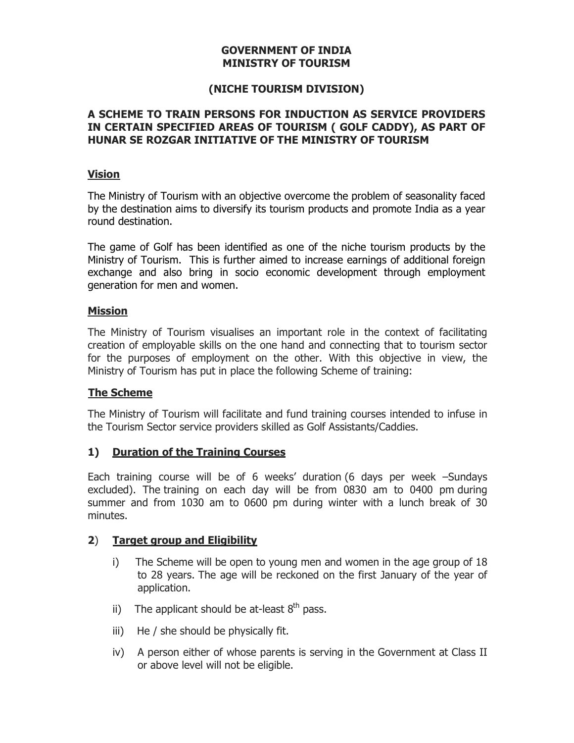**GOVERNMENT OF INDIA**
**MINISTRY OF TOURISM**

**(NICHE TOURISM DIVISION)**

# A SCHEME TO TRAIN PERSONS FOR INDUCTION AS SERVICE PROVIDERS IN CERTAIN SPECIFIED AREAS OF TOURISM ( GOLF CADDY), AS PART OF HUNAR SE ROZGAR INITIATIVE OF THE MINISTRY OF TOURISM

## Vision

The Ministry of Tourism with an objective overcome the problem of seasonality faced by the destination aims to diversify its tourism products and promote India as a year round destination.

The game of Golf has been identified as one of the niche tourism products by the Ministry of Tourism. This is further aimed to increase earnings of additional foreign exchange and also bring in socio economic development through employment generation for men and women.

## Mission

The Ministry of Tourism visualises an important role in the context of facilitating creation of employable skills on the one hand and connecting that to tourism sector for the purposes of employment on the other. With this objective in view, the Ministry of Tourism has put in place the following Scheme of training:

## The Scheme

The Ministry of Tourism will facilitate and fund training courses intended to infuse in the Tourism Sector service providers skilled as Golf Assistants/Caddies.

### 1) Duration of the Training Courses

Each training course will be of 6 weeks' duration (6 days per week –Sundays excluded). The training on each day will be from 0830 am to 0400 pm during summer and from 1030 am to 0600 pm during winter with a lunch break of 30 minutes.

### 2) Target group and Eligibility

i) The Scheme will be open to young men and women in the age group of 18 to 28 years. The age will be reckoned on the first January of the year of application.

ii) The applicant should be at-least 8th pass.

iii) He / she should be physically fit.

iv) A person either of whose parents is serving in the Government at Class II or above level will not be eligible.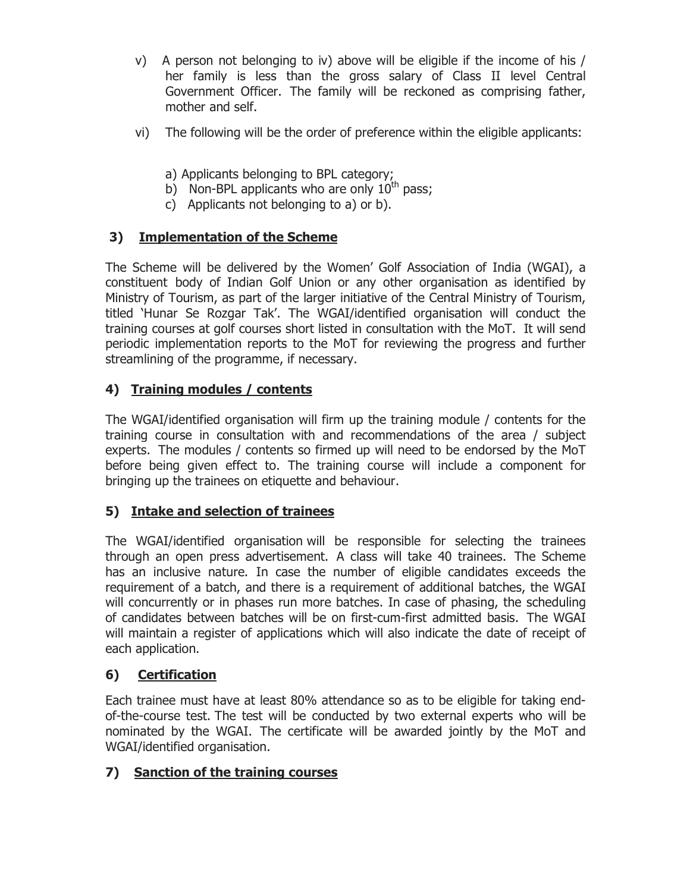v) A person not belonging to iv) above will be eligible if the income of his / her family is less than the gross salary of Class II level Central Government Officer. The family will be reckoned as comprising father, mother and self.

vi) The following will be the order of preference within the eligible applicants:

a) Applicants belonging to BPL category;
b) Non-BPL applicants who are only 10th pass;
c) Applicants not belonging to a) or b).

## 3) Implementation of the Scheme

The Scheme will be delivered by the Women' Golf Association of India (WGAI), a constituent body of Indian Golf Union or any other organisation as identified by Ministry of Tourism, as part of the larger initiative of the Central Ministry of Tourism, titled 'Hunar Se Rozgar Tak'. The WGAI/identified organisation will conduct the training courses at golf courses short listed in consultation with the MoT. It will send periodic implementation reports to the MoT for reviewing the progress and further streamlining of the programme, if necessary.

## 4) Training modules / contents

The WGAI/identified organisation will firm up the training module / contents for the training course in consultation with and recommendations of the area / subject experts. The modules / contents so firmed up will need to be endorsed by the MoT before being given effect to. The training course will include a component for bringing up the trainees on etiquette and behaviour.

## 5) Intake and selection of trainees

The WGAI/identified organisation will be responsible for selecting the trainees through an open press advertisement. A class will take 40 trainees. The Scheme has an inclusive nature. In case the number of eligible candidates exceeds the requirement of a batch, and there is a requirement of additional batches, the WGAI will concurrently or in phases run more batches. In case of phasing, the scheduling of candidates between batches will be on first-cum-first admitted basis. The WGAI will maintain a register of applications which will also indicate the date of receipt of each application.

## 6) Certification

Each trainee must have at least 80% attendance so as to be eligible for taking end-of-the-course test. The test will be conducted by two external experts who will be nominated by the WGAI. The certificate will be awarded jointly by the MoT and WGAI/identified organisation.

## 7) Sanction of the training courses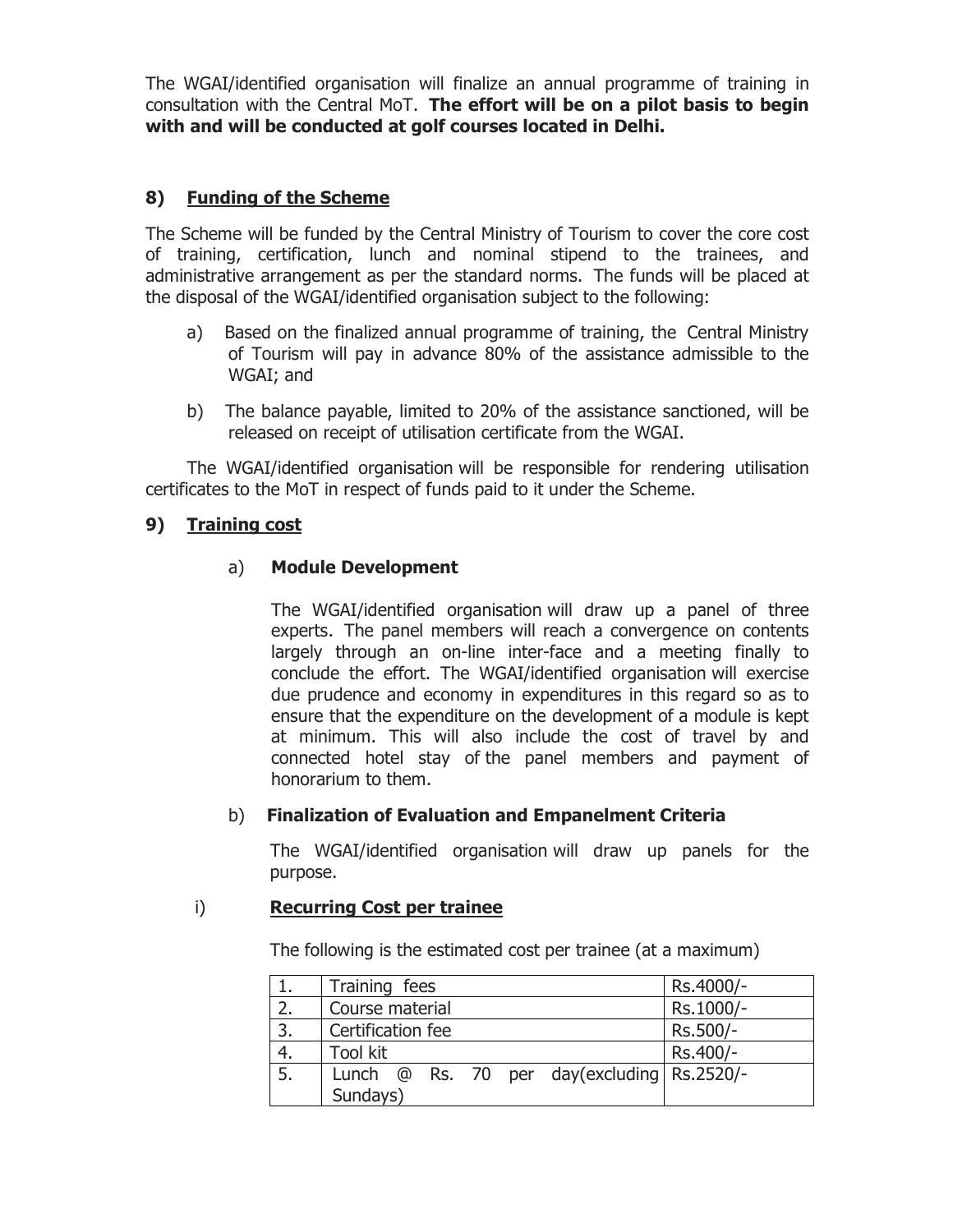The WGAI/identified organisation will finalize an annual programme of training in consultation with the Central MoT. **The effort will be on a pilot basis to begin with and will be conducted at golf courses located in Delhi.**

## 8) Funding of the Scheme

The Scheme will be funded by the Central Ministry of Tourism to cover the core cost of training, certification, lunch and nominal stipend to the trainees, and administrative arrangement as per the standard norms. The funds will be placed at the disposal of the WGAI/identified organisation subject to the following:

a) Based on the finalized annual programme of training, the Central Ministry of Tourism will pay in advance 80% of the assistance admissible to the WGAI; and

b) The balance payable, limited to 20% of the assistance sanctioned, will be released on receipt of utilisation certificate from the WGAI.

The WGAI/identified organisation will be responsible for rendering utilisation certificates to the MoT in respect of funds paid to it under the Scheme.

## 9) Training cost

### a) Module Development

The WGAI/identified organisation will draw up a panel of three experts. The panel members will reach a convergence on contents largely through an on-line inter-face and a meeting finally to conclude the effort. The WGAI/identified organisation will exercise due prudence and economy in expenditures in this regard so as to ensure that the expenditure on the development of a module is kept at minimum. This will also include the cost of travel by and connected hotel stay of the panel members and payment of honorarium to them.

### b) Finalization of Evaluation and Empanelment Criteria

The WGAI/identified organisation will draw up panels for the purpose.

### i) Recurring Cost per trainee

The following is the estimated cost per trainee (at a maximum)

| 1. | Training fees | Rs.4000/- |
|---|---|---|
| 2. | Course material | Rs.1000/- |
| 3. | Certification fee | Rs.500/- |
| 4. | Tool kit | Rs.400/- |
| 5. | Lunch @ Rs. 70 per day(excluding Sundays) | Rs.2520/- |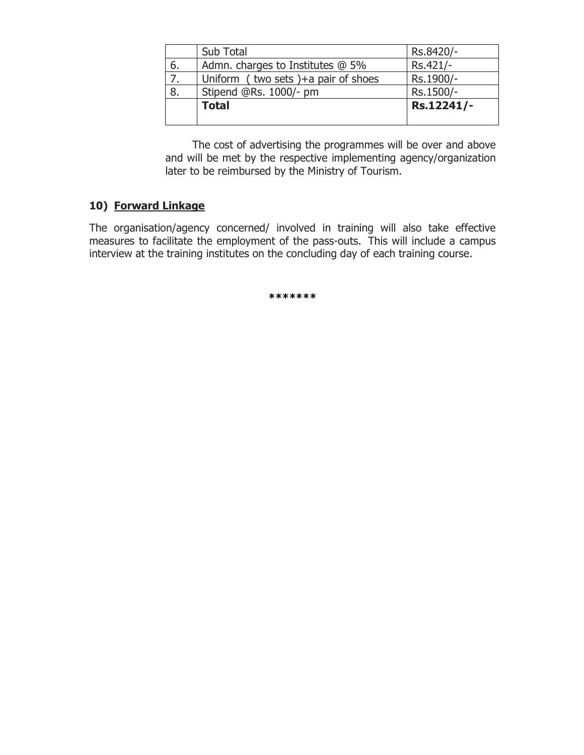| | | |
|---|---|---|
| | Sub Total | Rs.8420/- |
| 6. | Admn. charges to Institutes @ 5% | Rs.421/- |
| 7. | Uniform ( two sets )+a pair of shoes | Rs.1900/- |
| 8. | Stipend @Rs. 1000/- pm | Rs.1500/- |
| | **Total** | **Rs.12241/-** |

The cost of advertising the programmes will be over and above and will be met by the respective implementing agency/organization later to be reimbursed by the Ministry of Tourism.

## 10) <u>Forward Linkage</u>

The organisation/agency concerned/ involved in training will also take effective measures to facilitate the employment of the pass-outs. This will include a campus interview at the training institutes on the concluding day of each training course.

**\*\*\*\*\*\*\***